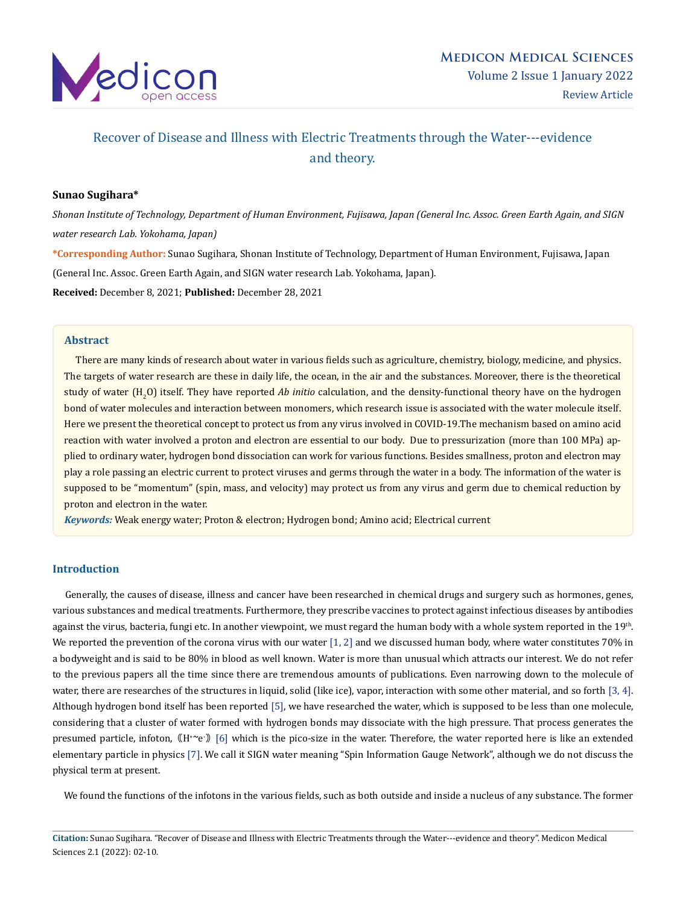# Recover of Disease and Illness with Electric Treatments through the Water---evidence and theory.

**Sunao Sugihara***

*Shonan Institute of Technology, Department of Human Environment, Fujisawa, Japan (General Inc. Assoc. Green Earth Again, and SIGN water research Lab. Yokohama, Japan)*

**\*Corresponding Author:** Sunao Sugihara, Shonan Institute of Technology, Department of Human Environment, Fujisawa, Japan (General Inc. Assoc. Green Earth Again, and SIGN water research Lab. Yokohama, Japan).

**Received:** December 8, 2021; **Published:** December 28, 2021

## Abstract

There are many kinds of research about water in various fields such as agriculture, chemistry, biology, medicine, and physics. The targets of water research are these in daily life, the ocean, in the air and the substances. Moreover, there is the theoretical study of water ($H_2O$) itself. They have reported *Ab initio* calculation, and the density-functional theory have on the hydrogen bond of water molecules and interaction between monomers, which research issue is associated with the water molecule itself. Here we present the theoretical concept to protect us from any virus involved in COVID-19.The mechanism based on amino acid reaction with water involved a proton and electron are essential to our body. Due to pressurization (more than 100 MPa) applied to ordinary water, hydrogen bond dissociation can work for various functions. Besides smallness, proton and electron may play a role passing an electric current to protect viruses and germs through the water in a body. The information of the water is supposed to be "momentum" (spin, mass, and velocity) may protect us from any virus and germ due to chemical reduction by proton and electron in the water.

***Keywords:*** Weak energy water; Proton & electron; Hydrogen bond; Amino acid; Electrical current

## Introduction

Generally, the causes of disease, illness and cancer have been researched in chemical drugs and surgery such as hormones, genes, various substances and medical treatments. Furthermore, they prescribe vaccines to protect against infectious diseases by antibodies against the virus, bacteria, fungi etc. In another viewpoint, we must regard the human body with a whole system reported in the 19th. We reported the prevention of the corona virus with our water [1, 2] and we discussed human body, where water constitutes 70% in a bodyweight and is said to be 80% in blood as well known. Water is more than unusual which attracts our interest. We do not refer to the previous papers all the time since there are tremendous amounts of publications. Even narrowing down to the molecule of water, there are researches of the structures in liquid, solid (like ice), vapor, interaction with some other material, and so forth [3, 4]. Although hydrogen bond itself has been reported [5], we have researched the water, which is supposed to be less than one molecule, considering that a cluster of water formed with hydrogen bonds may dissociate with the high pressure. That process generates the presumed particle, infoton, 《$H^+$~$e^-$》 [6] which is the pico-size in the water. Therefore, the water reported here is like an extended elementary particle in physics [7]. We call it SIGN water meaning "Spin Information Gauge Network", although we do not discuss the physical term at present.

We found the functions of the infotons in the various fields, such as both outside and inside a nucleus of any substance. The former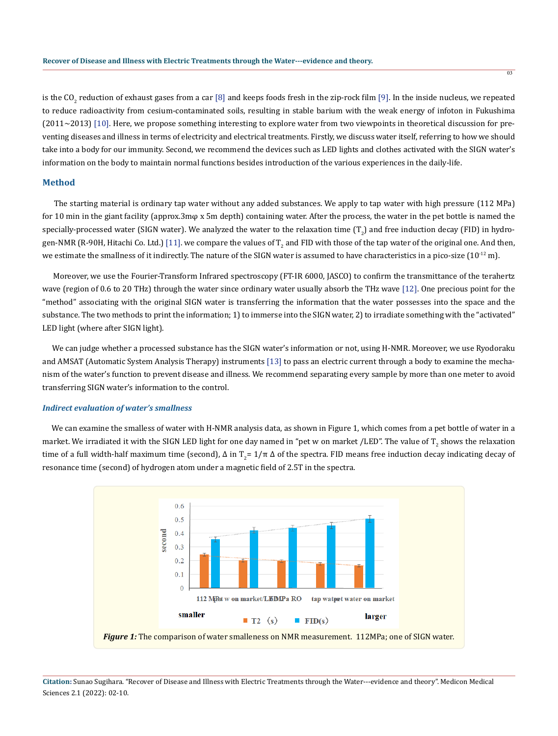is the $CO_2$ reduction of exhaust gases from a car [8] and keeps foods fresh in the zip-rock film [9]. In the inside nucleus, we repeated to reduce radioactivity from cesium-contaminated soils, resulting in stable barium with the weak energy of infoton in Fukushima (2011~2013) [10]. Here, we propose something interesting to explore water from two viewpoints in theoretical discussion for preventing diseases and illness in terms of electricity and electrical treatments. Firstly, we discuss water itself, referring to how we should take into a body for our immunity. Second, we recommend the devices such as LED lights and clothes activated with the SIGN water's information on the body to maintain normal functions besides introduction of the various experiences in the daily-life.

## Method

The starting material is ordinary tap water without any added substances. We apply to tap water with high pressure (112 MPa) for 10 min in the giant facility (approx.3mφ x 5m depth) containing water. After the process, the water in the pet bottle is named the specially-processed water (SIGN water). We analyzed the water to the relaxation time ($T_2$) and free induction decay (FID) in hydrogen-NMR (R-90H, Hitachi Co. Ltd.) [11]. we compare the values of $T_2$ and FID with those of the tap water of the original one. And then, we estimate the smallness of it indirectly. The nature of the SIGN water is assumed to have characteristics in a pico-size ($10^{-12}$ m).

Moreover, we use the Fourier-Transform Infrared spectroscopy (FT-IR 6000, JASCO) to confirm the transmittance of the terahertz wave (region of 0.6 to 20 THz) through the water since ordinary water usually absorb the THz wave [12]. One precious point for the "method" associating with the original SIGN water is transferring the information that the water possesses into the space and the substance. The two methods to print the information; 1) to immerse into the SIGN water, 2) to irradiate something with the "activated" LED light (where after SIGN light).

We can judge whether a processed substance has the SIGN water's information or not, using H-NMR. Moreover, we use Ryodoraku and AMSAT (Automatic System Analysis Therapy) instruments [13] to pass an electric current through a body to examine the mechanism of the water's function to prevent disease and illness. We recommend separating every sample by more than one meter to avoid transferring SIGN water's information to the control.

### *Indirect evaluation of water's smallness*

We can examine the smalless of water with H-NMR analysis data, as shown in Figure 1, which comes from a pet bottle of water in a market. We irradiated it with the SIGN LED light for one day named in "pet w on market /LED". The value of $T_2$ shows the relaxation time of a full width-half maximum time (second), Δ in $T_2 = 1/\pi\,\Delta$ of the spectra. FID means free induction decay indicating decay of resonance time (second) of hydrogen atom under a magnetic field of 2.5T in the spectra.

***Figure 1:*** The comparison of water smalleness on NMR measurement. 112MPa; one of SIGN water.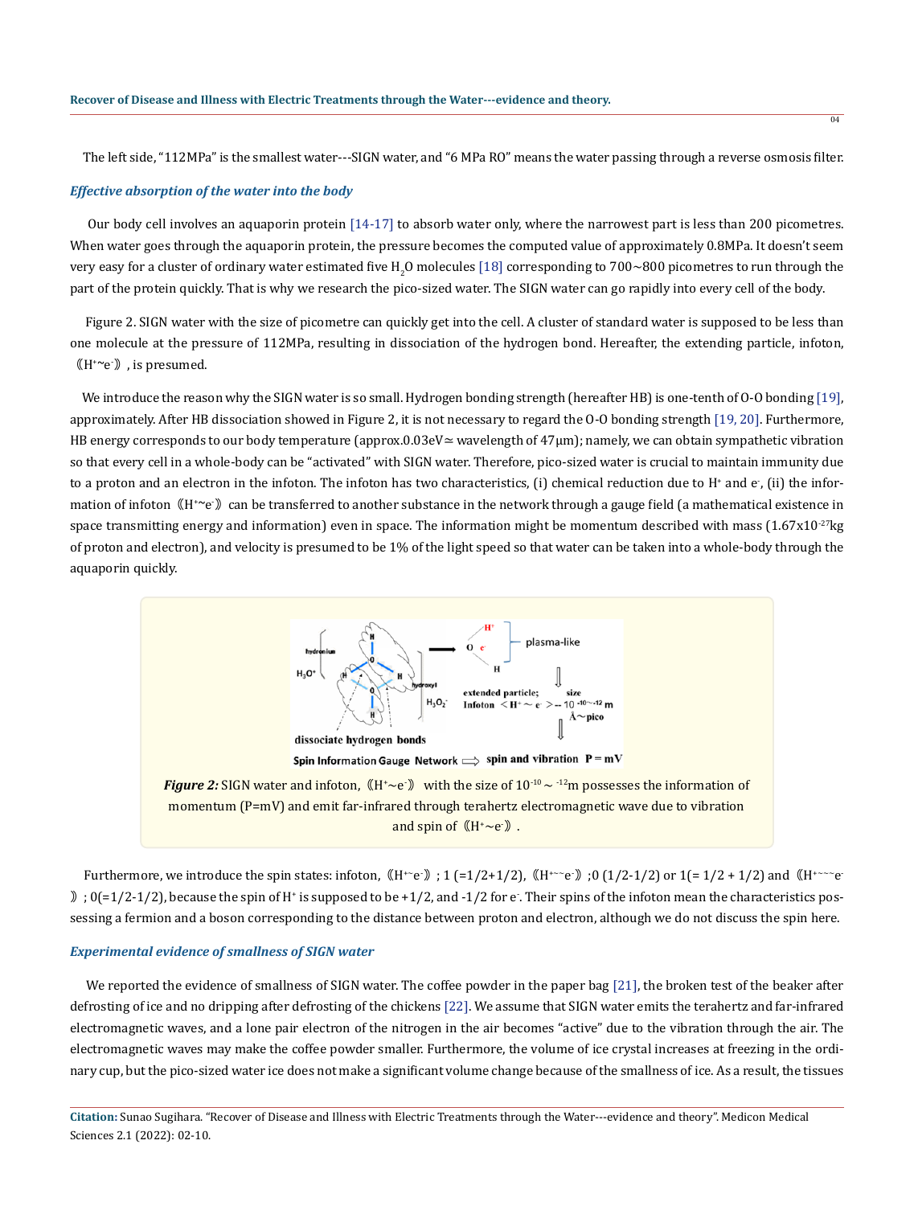The left side, "112MPa" is the smallest water---SIGN water, and "6 MPa RO" means the water passing through a reverse osmosis filter.

### *Effective absorption of the water into the body*

Our body cell involves an aquaporin protein [14-17] to absorb water only, where the narrowest part is less than 200 picometres. When water goes through the aquaporin protein, the pressure becomes the computed value of approximately 0.8MPa. It doesn't seem very easy for a cluster of ordinary water estimated five $H_2O$ molecules [18] corresponding to 700~800 picometres to run through the part of the protein quickly. That is why we research the pico-sized water. The SIGN water can go rapidly into every cell of the body.

Figure 2. SIGN water with the size of picometre can quickly get into the cell. A cluster of standard water is supposed to be less than one molecule at the pressure of 112MPa, resulting in dissociation of the hydrogen bond. Hereafter, the extending particle, infoton, 《$H^+$~$e^-$》, is presumed.

We introduce the reason why the SIGN water is so small. Hydrogen bonding strength (hereafter HB) is one-tenth of O-O bonding [19], approximately. After HB dissociation showed in Figure 2, it is not necessary to regard the O-O bonding strength [19, 20]. Furthermore, HB energy corresponds to our body temperature (approx.0.03eV≃ wavelength of 47μm); namely, we can obtain sympathetic vibration so that every cell in a whole-body can be "activated" with SIGN water. Therefore, pico-sized water is crucial to maintain immunity due to a proton and an electron in the infoton. The infoton has two characteristics, (i) chemical reduction due to $H^+$ and $e^-$, (ii) the information of infoton 《$H^+$~$e^-$》 can be transferred to another substance in the network through a gauge field (a mathematical existence in space transmitting energy and information) even in space. The information might be momentum described with mass ($1.67 \times 10^{-27}$kg of proton and electron), and velocity is presumed to be 1% of the light speed so that water can be taken into a whole-body through the aquaporin quickly.

*Figure 2:* SIGN water and infoton, 《$H^+$~$e^-$》 with the size of $10^{-10}$ ~ $^{-12}$m possesses the information of momentum (P=mV) and emit far-infrared through terahertz electromagnetic wave due to vibration and spin of 《$H^+$~$e^-$》.

Furthermore, we introduce the spin states: infoton, 《$H^+$~$e^-$》; 1 (=1/2+1/2), 《$H^+$~~$e^-$》;0 (1/2-1/2) or 1(= 1/2 + 1/2) and 《$H^+$~~~$e^-$》; 0(=1/2-1/2), because the spin of $H^+$ is supposed to be +1/2, and -1/2 for $e^-$. Their spins of the infoton mean the characteristics possessing a fermion and a boson corresponding to the distance between proton and electron, although we do not discuss the spin here.

### *Experimental evidence of smallness of SIGN water*

We reported the evidence of smallness of SIGN water. The coffee powder in the paper bag [21], the broken test of the beaker after defrosting of ice and no dripping after defrosting of the chickens [22]. We assume that SIGN water emits the terahertz and far-infrared electromagnetic waves, and a lone pair electron of the nitrogen in the air becomes "active" due to the vibration through the air. The electromagnetic waves may make the coffee powder smaller. Furthermore, the volume of ice crystal increases at freezing in the ordinary cup, but the pico-sized water ice does not make a significant volume change because of the smallness of ice. As a result, the tissues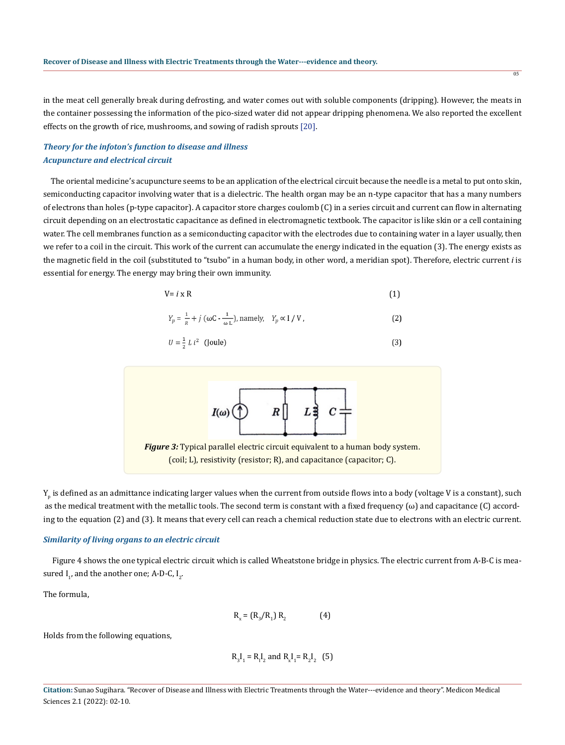in the meat cell generally break during defrosting, and water comes out with soluble components (dripping). However, the meats in the container possessing the information of the pico-sized water did not appear dripping phenomena. We also reported the excellent effects on the growth of rice, mushrooms, and sowing of radish sprouts [20].

### *Theory for the infoton's function to disease and illness*

### *Acupuncture and electrical circuit*

The oriental medicine's acupuncture seems to be an application of the electrical circuit because the needle is a metal to put onto skin, semiconducting capacitor involving water that is a dielectric. The health organ may be an n-type capacitor that has a many numbers of electrons than holes (p-type capacitor). A capacitor store charges coulomb (C) in a series circuit and current can flow in alternating circuit depending on an electrostatic capacitance as defined in electromagnetic textbook. The capacitor is like skin or a cell containing water. The cell membranes function as a semiconducting capacitor with the electrodes due to containing water in a layer usually, then we refer to a coil in the circuit. This work of the current can accumulate the energy indicated in the equation (3). The energy exists as the magnetic field in the coil (substituted to "tsubo" in a human body, in other word, a meridian spot). Therefore, electric current $i$ is essential for energy. The energy may bring their own immunity.

$$V = i \times R \tag{1}$$

$$Y_p = \frac{1}{R} + j\left(\omega C - \frac{1}{\omega L}\right), \text{ namely, } \quad Y_p \propto I / V, \tag{2}$$

$$U = \frac{1}{2} L i^2 \text{ (Joule)} \tag{3}$$

**Figure 3:** Typical parallel electric circuit equivalent to a human body system. (coil; L), resistivity (resistor; R), and capacitance (capacitor; C).

$Y_p$ is defined as an admittance indicating larger values when the current from outside flows into a body (voltage V is a constant), such as the medical treatment with the metallic tools. The second term is constant with a fixed frequency ($\omega$) and capacitance (C) according to the equation (2) and (3). It means that every cell can reach a chemical reduction state due to electrons with an electric current.

### *Similarity of living organs to an electric circuit*

Figure 4 shows the one typical electric circuit which is called Wheatstone bridge in physics. The electric current from A-B-C is measured $I_1$, and the another one; A-D-C, $I_2$.

The formula,

$$R_x = (R_3/R_1)\, R_2 \tag{4}$$

Holds from the following equations,

$$R_3 I_1 = R_1 I_2 \text{ and } R_x I_1 = R_2 I_2 \tag{5}$$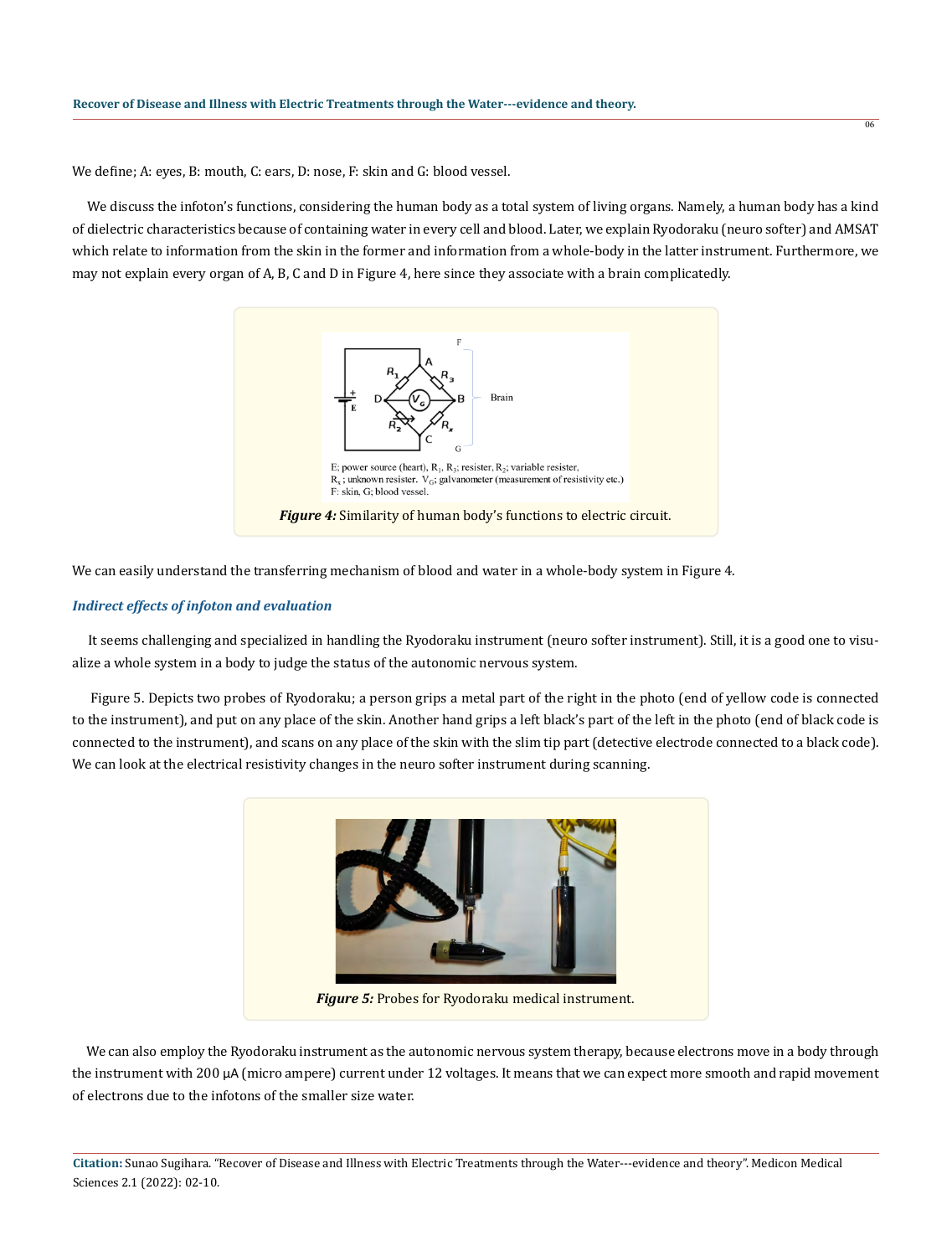We define; A: eyes, B: mouth, C: ears, D: nose, F: skin and G: blood vessel.

We discuss the infoton's functions, considering the human body as a total system of living organs. Namely, a human body has a kind of dielectric characteristics because of containing water in every cell and blood. Later, we explain Ryodoraku (neuro softer) and AMSAT which relate to information from the skin in the former and information from a whole-body in the latter instrument. Furthermore, we may not explain every organ of A, B, C and D in Figure 4, here since they associate with a brain complicatedly.

E: power source (heart), $R_1$, $R_3$; resister, $R_2$; variable resister, $R_x$; unknown resister. $V_G$; galvanometer (measurement of resistivity etc.) F: skin, G; blood vessel.

***Figure 4:*** Similarity of human body's functions to electric circuit.

We can easily understand the transferring mechanism of blood and water in a whole-body system in Figure 4.

### *Indirect effects of infoton and evaluation*

It seems challenging and specialized in handling the Ryodoraku instrument (neuro softer instrument). Still, it is a good one to visualize a whole system in a body to judge the status of the autonomic nervous system.

Figure 5. Depicts two probes of Ryodoraku; a person grips a metal part of the right in the photo (end of yellow code is connected to the instrument), and put on any place of the skin. Another hand grips a left black's part of the left in the photo (end of black code is connected to the instrument), and scans on any place of the skin with the slim tip part (detective electrode connected to a black code). We can look at the electrical resistivity changes in the neuro softer instrument during scanning.

***Figure 5:*** Probes for Ryodoraku medical instrument.

We can also employ the Ryodoraku instrument as the autonomic nervous system therapy, because electrons move in a body through the instrument with 200 μA (micro ampere) current under 12 voltages. It means that we can expect more smooth and rapid movement of electrons due to the infotons of the smaller size water.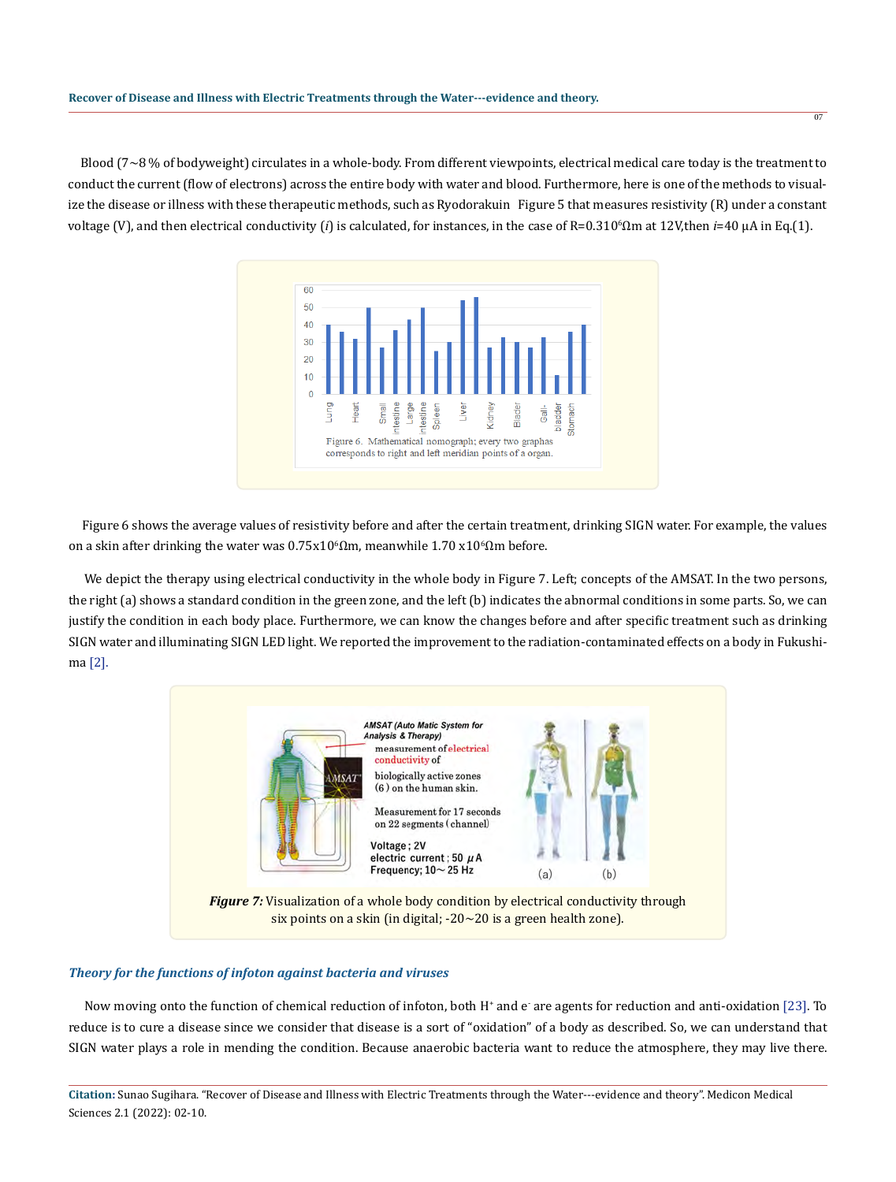Blood (7~8 % of bodyweight) circulates in a whole-body. From different viewpoints, electrical medical care today is the treatment to conduct the current (flow of electrons) across the entire body with water and blood. Furthermore, here is one of the methods to visualize the disease or illness with these therapeutic methods, such as Ryodorakuin Figure 5 that measures resistivity (R) under a constant voltage (V), and then electrical conductivity (*i*) is calculated, for instances, in the case of R=0.310$^6$Ωm at 12V,then *i*=40 μA in Eq.(1).

Figure 6. Mathematical nomograph; every two graphas corresponds to right and left meridian points of a organ.

Figure 6 shows the average values of resistivity before and after the certain treatment, drinking SIGN water. For example, the values on a skin after drinking the water was 0.75x10$^6$Ωm, meanwhile 1.70 x10$^6$Ωm before.

We depict the therapy using electrical conductivity in the whole body in Figure 7. Left; concepts of the AMSAT. In the two persons, the right (a) shows a standard condition in the green zone, and the left (b) indicates the abnormal conditions in some parts. So, we can justify the condition in each body place. Furthermore, we can know the changes before and after specific treatment such as drinking SIGN water and illuminating SIGN LED light. We reported the improvement to the radiation-contaminated effects on a body in Fukushima [2].

***Figure 7:*** Visualization of a whole body condition by electrical conductivity through six points on a skin (in digital; -20~20 is a green health zone).

### *Theory for the functions of infoton against bacteria and viruses*

Now moving onto the function of chemical reduction of infoton, both $H^+$ and $e^-$ are agents for reduction and anti-oxidation [23]. To reduce is to cure a disease since we consider that disease is a sort of "oxidation" of a body as described. So, we can understand that SIGN water plays a role in mending the condition. Because anaerobic bacteria want to reduce the atmosphere, they may live there.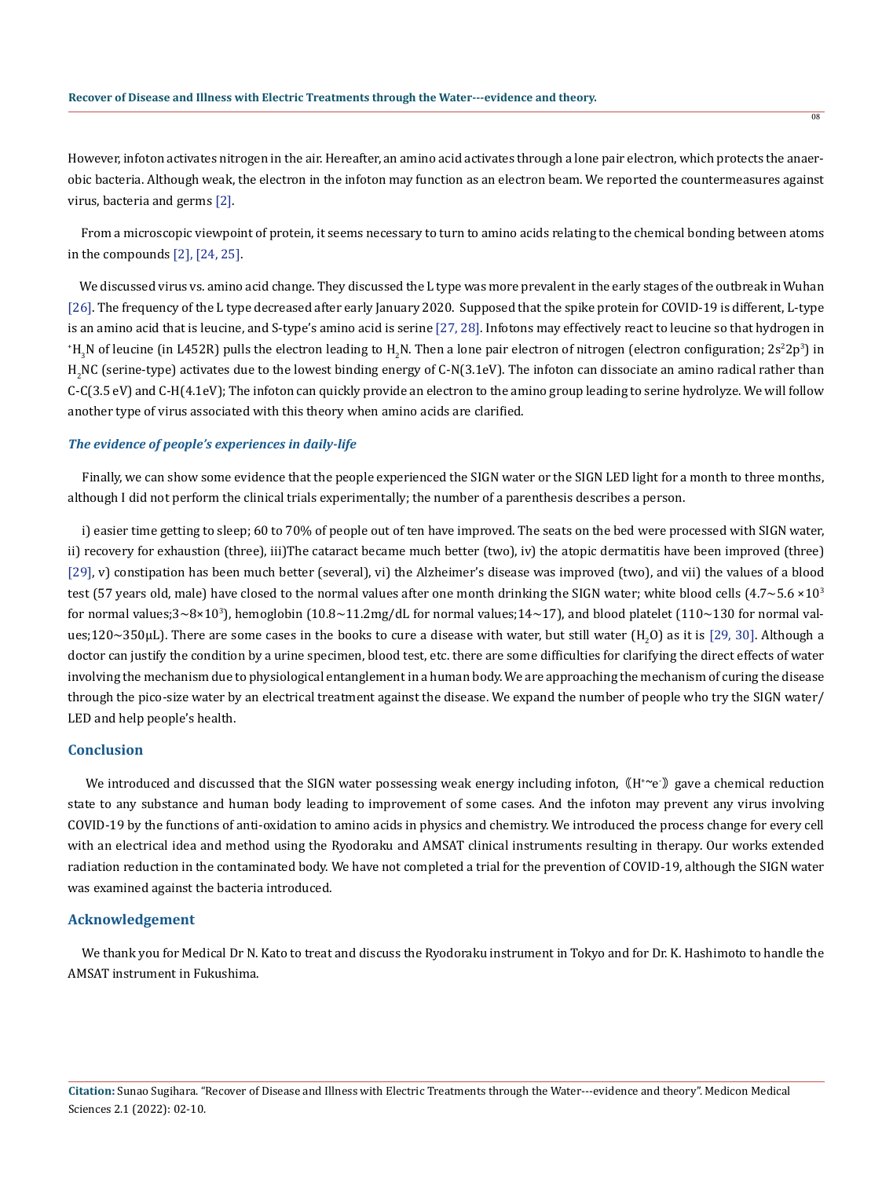However, infoton activates nitrogen in the air. Hereafter, an amino acid activates through a lone pair electron, which protects the anaerobic bacteria. Although weak, the electron in the infoton may function as an electron beam. We reported the countermeasures against virus, bacteria and germs [2].

From a microscopic viewpoint of protein, it seems necessary to turn to amino acids relating to the chemical bonding between atoms in the compounds [2], [24, 25].

We discussed virus vs. amino acid change. They discussed the L type was more prevalent in the early stages of the outbreak in Wuhan [26]. The frequency of the L type decreased after early January 2020. Supposed that the spike protein for COVID-19 is different, L-type is an amino acid that is leucine, and S-type's amino acid is serine [27, 28]. Infotons may effectively react to leucine so that hydrogen in $^{+}H_3N$ of leucine (in L452R) pulls the electron leading to $H_2N$. Then a lone pair electron of nitrogen (electron configuration; $2s^2 2p^3$) in $H_2NC$ (serine-type) activates due to the lowest binding energy of C-N(3.1eV). The infoton can dissociate an amino radical rather than C-C(3.5 eV) and C-H(4.1eV); The infoton can quickly provide an electron to the amino group leading to serine hydrolyze. We will follow another type of virus associated with this theory when amino acids are clarified.

### *The evidence of people's experiences in daily-life*

Finally, we can show some evidence that the people experienced the SIGN water or the SIGN LED light for a month to three months, although I did not perform the clinical trials experimentally; the number of a parenthesis describes a person.

i) easier time getting to sleep; 60 to 70% of people out of ten have improved. The seats on the bed were processed with SIGN water, ii) recovery for exhaustion (three), iii)The cataract became much better (two), iv) the atopic dermatitis have been improved (three) [29], v) constipation has been much better (several), vi) the Alzheimer's disease was improved (two), and vii) the values of a blood test (57 years old, male) have closed to the normal values after one month drinking the SIGN water; white blood cells ($4.7\sim5.6 \times10^3$ for normal values;$3\sim8\times10^3$), hemoglobin (10.8~11.2mg/dL for normal values;14~17), and blood platelet (110~130 for normal values;120~350μL). There are some cases in the books to cure a disease with water, but still water ($H_2O$) as it is [29, 30]. Although a doctor can justify the condition by a urine specimen, blood test, etc. there are some difficulties for clarifying the direct effects of water involving the mechanism due to physiological entanglement in a human body. We are approaching the mechanism of curing the disease through the pico-size water by an electrical treatment against the disease. We expand the number of people who try the SIGN water/LED and help people's health.

## Conclusion

We introduced and discussed that the SIGN water possessing weak energy including infoton, 《$H^{+}\sim e^{-}$》 gave a chemical reduction state to any substance and human body leading to improvement of some cases. And the infoton may prevent any virus involving COVID-19 by the functions of anti-oxidation to amino acids in physics and chemistry. We introduced the process change for every cell with an electrical idea and method using the Ryodoraku and AMSAT clinical instruments resulting in therapy. Our works extended radiation reduction in the contaminated body. We have not completed a trial for the prevention of COVID-19, although the SIGN water was examined against the bacteria introduced.

## Acknowledgement

We thank you for Medical Dr N. Kato to treat and discuss the Ryodoraku instrument in Tokyo and for Dr. K. Hashimoto to handle the AMSAT instrument in Fukushima.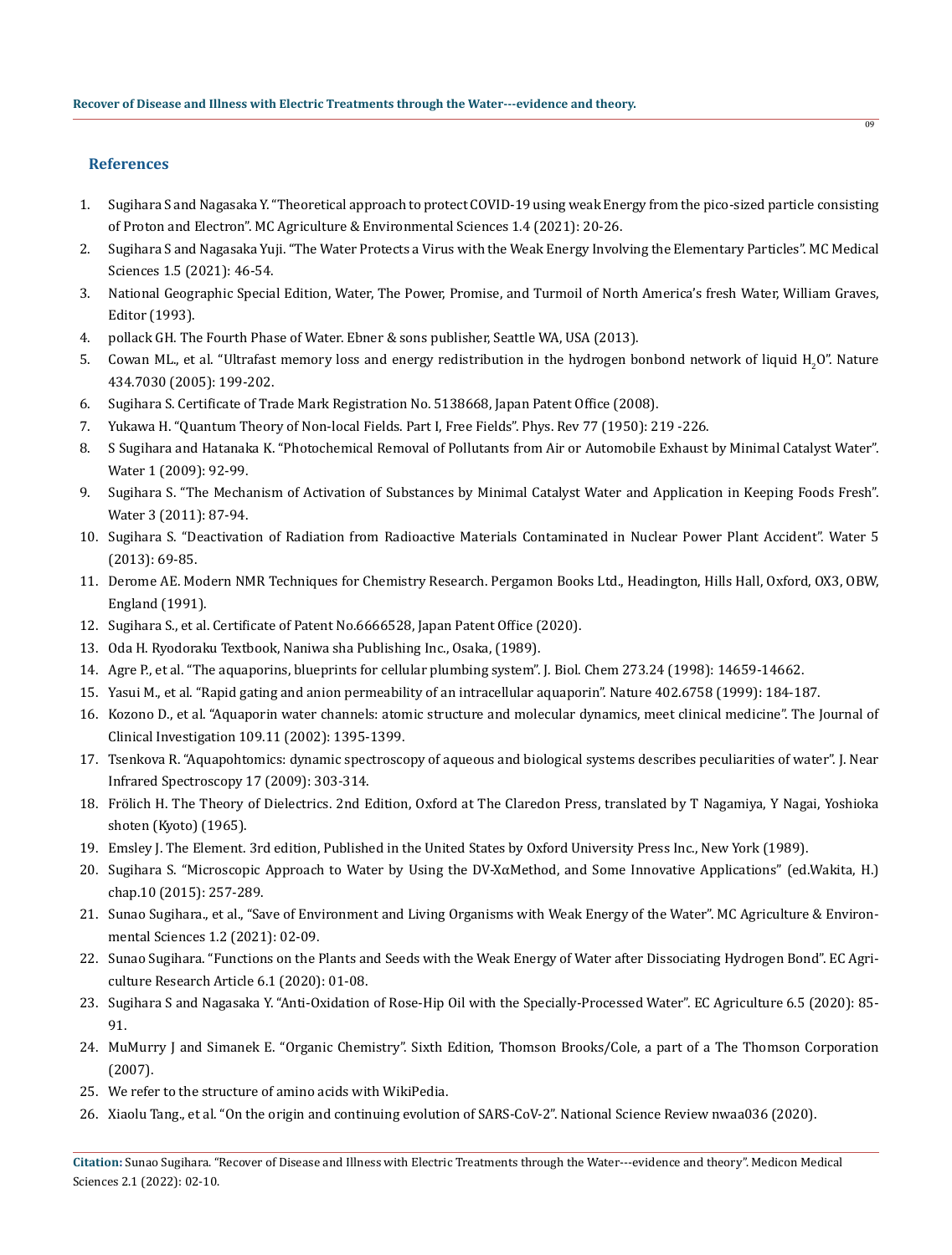## References

1. Sugihara S and Nagasaka Y. "Theoretical approach to protect COVID-19 using weak Energy from the pico-sized particle consisting of Proton and Electron". MC Agriculture & Environmental Sciences 1.4 (2021): 20-26.
2. Sugihara S and Nagasaka Yuji. "The Water Protects a Virus with the Weak Energy Involving the Elementary Particles". MC Medical Sciences 1.5 (2021): 46-54.
3. National Geographic Special Edition, Water, The Power, Promise, and Turmoil of North America's fresh Water, William Graves, Editor (1993).
4. pollack GH. The Fourth Phase of Water. Ebner & sons publisher, Seattle WA, USA (2013).
5. Cowan ML., et al. "Ultrafast memory loss and energy redistribution in the hydrogen bonbond network of liquid $H_2O$". Nature 434.7030 (2005): 199-202.
6. Sugihara S. Certificate of Trade Mark Registration No. 5138668, Japan Patent Office (2008).
7. Yukawa H. "Quantum Theory of Non-local Fields. Part I, Free Fields". Phys. Rev 77 (1950): 219 -226.
8. S Sugihara and Hatanaka K. "Photochemical Removal of Pollutants from Air or Automobile Exhaust by Minimal Catalyst Water". Water 1 (2009): 92-99.
9. Sugihara S. "The Mechanism of Activation of Substances by Minimal Catalyst Water and Application in Keeping Foods Fresh". Water 3 (2011): 87-94.
10. Sugihara S. "Deactivation of Radiation from Radioactive Materials Contaminated in Nuclear Power Plant Accident". Water 5 (2013): 69-85.
11. Derome AE. Modern NMR Techniques for Chemistry Research. Pergamon Books Ltd., Headington, Hills Hall, Oxford, OX3, OBW, England (1991).
12. Sugihara S., et al. Certificate of Patent No.6666528, Japan Patent Office (2020).
13. Oda H. Ryodoraku Textbook, Naniwa sha Publishing Inc., Osaka, (1989).
14. Agre P., et al. "The aquaporins, blueprints for cellular plumbing system". J. Biol. Chem 273.24 (1998): 14659-14662.
15. Yasui M., et al. "Rapid gating and anion permeability of an intracellular aquaporin". Nature 402.6758 (1999): 184-187.
16. Kozono D., et al. "Aquaporin water channels: atomic structure and molecular dynamics, meet clinical medicine". The Journal of Clinical Investigation 109.11 (2002): 1395-1399.
17. Tsenkova R. "Aquapohtomics: dynamic spectroscopy of aqueous and biological systems describes peculiarities of water". J. Near Infrared Spectroscopy 17 (2009): 303-314.
18. Frölich H. The Theory of Dielectrics. 2nd Edition, Oxford at The Claredon Press, translated by T Nagamiya, Y Nagai, Yoshioka shoten (Kyoto) (1965).
19. Emsley J. The Element. 3rd edition, Published in the United States by Oxford University Press Inc., New York (1989).
20. Sugihara S. "Microscopic Approach to Water by Using the DV-XαMethod, and Some Innovative Applications" (ed.Wakita, H.) chap.10 (2015): 257-289.
21. Sunao Sugihara., et al., "Save of Environment and Living Organisms with Weak Energy of the Water". MC Agriculture & Environmental Sciences 1.2 (2021): 02-09.
22. Sunao Sugihara. "Functions on the Plants and Seeds with the Weak Energy of Water after Dissociating Hydrogen Bond". EC Agriculture Research Article 6.1 (2020): 01-08.
23. Sugihara S and Nagasaka Y. "Anti-Oxidation of Rose-Hip Oil with the Specially-Processed Water". EC Agriculture 6.5 (2020): 85-91.
24. MuMurry J and Simanek E. "Organic Chemistry". Sixth Edition, Thomson Brooks/Cole, a part of a The Thomson Corporation (2007).
25. We refer to the structure of amino acids with WikiPedia.
26. Xiaolu Tang., et al. "On the origin and continuing evolution of SARS-CoV-2". National Science Review nwaa036 (2020).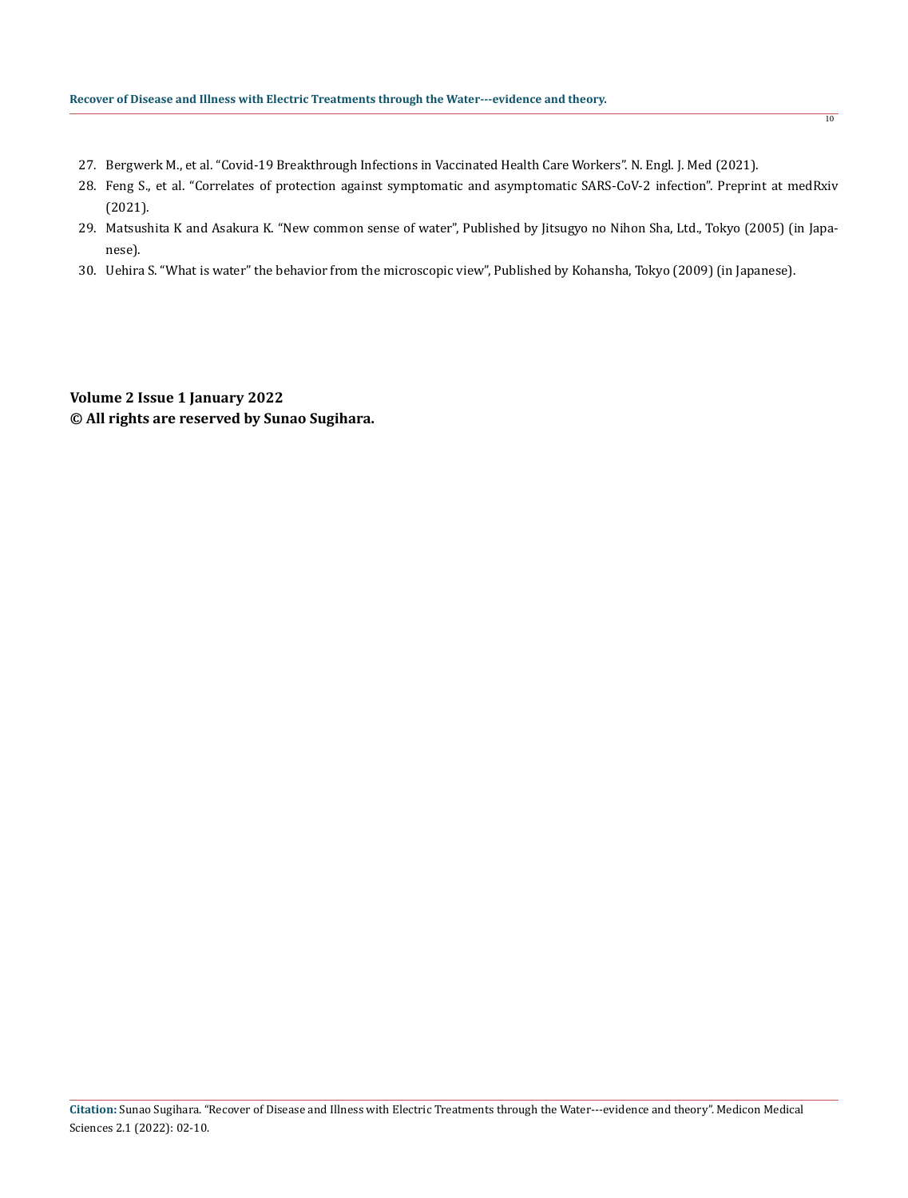27. Bergwerk M., et al. “Covid-19 Breakthrough Infections in Vaccinated Health Care Workers”. N. Engl. J. Med (2021).
28. Feng S., et al. “Correlates of protection against symptomatic and asymptomatic SARS-CoV-2 infection”. Preprint at medRxiv (2021).
29. Matsushita K and Asakura K. “New common sense of water”, Published by Jitsugyo no Nihon Sha, Ltd., Tokyo (2005) (in Japanese).
30. Uehira S. “What is water” the behavior from the microscopic view”, Published by Kohansha, Tokyo (2009) (in Japanese).

**Volume 2 Issue 1 January 2022**
**© All rights are reserved by Sunao Sugihara.**